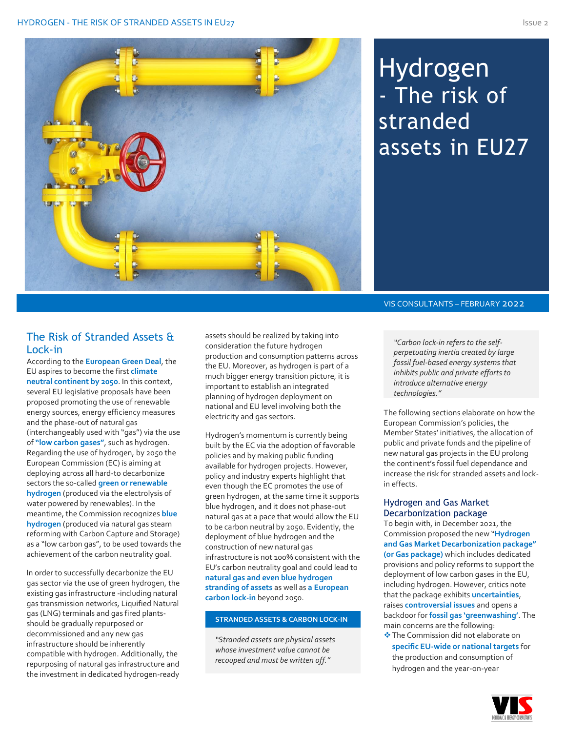# Hydrogen - The risk of stranded assets in EU27

VIS CONSULTANTS – FEBRUARY **2022**

## The Risk of Stranded Assets & Lock-in

According to the **European Green Deal**, the EU aspires to become the first **climate neutral continent by 2050**. In this context, several EU legislative proposals have been proposed promoting the use of renewable energy sources, energy efficiency measures and the phase-out of natural gas (interchangeably used with "gas") via the use of **"low carbon gases"**, such as hydrogen. Regarding the use of hydrogen, by 2050 the European Commission (EC) is aiming at deploying across all hard-to decarbonize sectors the so-called **green or renewable hydrogen** (produced via the electrolysis of water powered by renewables). In the meantime, the Commission recognizes **blue hydrogen** (produced via natural gas steam reforming with Carbon Capture and Storage) as a "low carbon gas", to be used towards the achievement of the carbon neutrality goal.

In order to successfully decarbonize the EU gas sector via the use of green hydrogen, the existing gas infrastructure -including natural gas transmission networks, Liquified Natural gas (LNG) terminals and gas fired plants- should be gradually repurposed or decommissioned and any new gas infrastructure should be inherently compatible with hydrogen. Additionally, the repurposing of natural gas infrastructure and the investment in dedicated hydrogen-ready assets should be realized by taking into consideration the future hydrogen production and consumption patterns across the EU. Moreover, as hydrogen is part of a much bigger energy transition picture, it is important to establish an integrated planning of hydrogen deployment on national and EU level involving both the electricity and gas sectors.

Hydrogen's momentum is currently being built by the EC via the adoption of favorable policies and by making public funding available for hydrogen projects. However, policy and industry experts highlight that even though the EC promotes the use of green hydrogen, at the same time it supports blue hydrogen, and it does not phase-out natural gas at a pace that would allow the EU to be carbon neutral by 2050. Evidently, the deployment of blue hydrogen and the construction of new natural gas infrastructure is not 100% consistent with the EU's carbon neutrality goal and could lead to **natural gas and even blue hydrogen stranding of assets** as well as **a European carbon lock-in** beyond 2050.

**STRANDED ASSETS & CARBON LOCK-IN**

*"Stranded assets are physical assets whose investment value cannot be recouped and must be written off."*

*"Carbon lock-in refers to the self-perpetuating inertia created by large fossil fuel-based energy systems that inhibits public and private efforts to introduce alternative energy technologies."*

The following sections elaborate on how the European Commission's policies, the Member States' initiatives, the allocation of public and private funds and the pipeline of new natural gas projects in the EU prolong the continent's fossil fuel dependance and increase the risk for stranded assets and lock-in effects.

### Hydrogen and Gas Market Decarbonization package

To begin with, in December 2021, the Commission proposed the new "**Hydrogen and Gas Market Decarbonization package" (or Gas package)** which includes dedicated provisions and policy reforms to support the deployment of low carbon gases in the EU, including hydrogen. However, critics note that the package exhibits **uncertainties**, raises **controversial issues** and opens a backdoor for **fossil gas 'greenwashing'**. The main concerns are the following:

- The Commission did not elaborate on **specific EU-wide or national targets** for the production and consumption of hydrogen and the year-on-year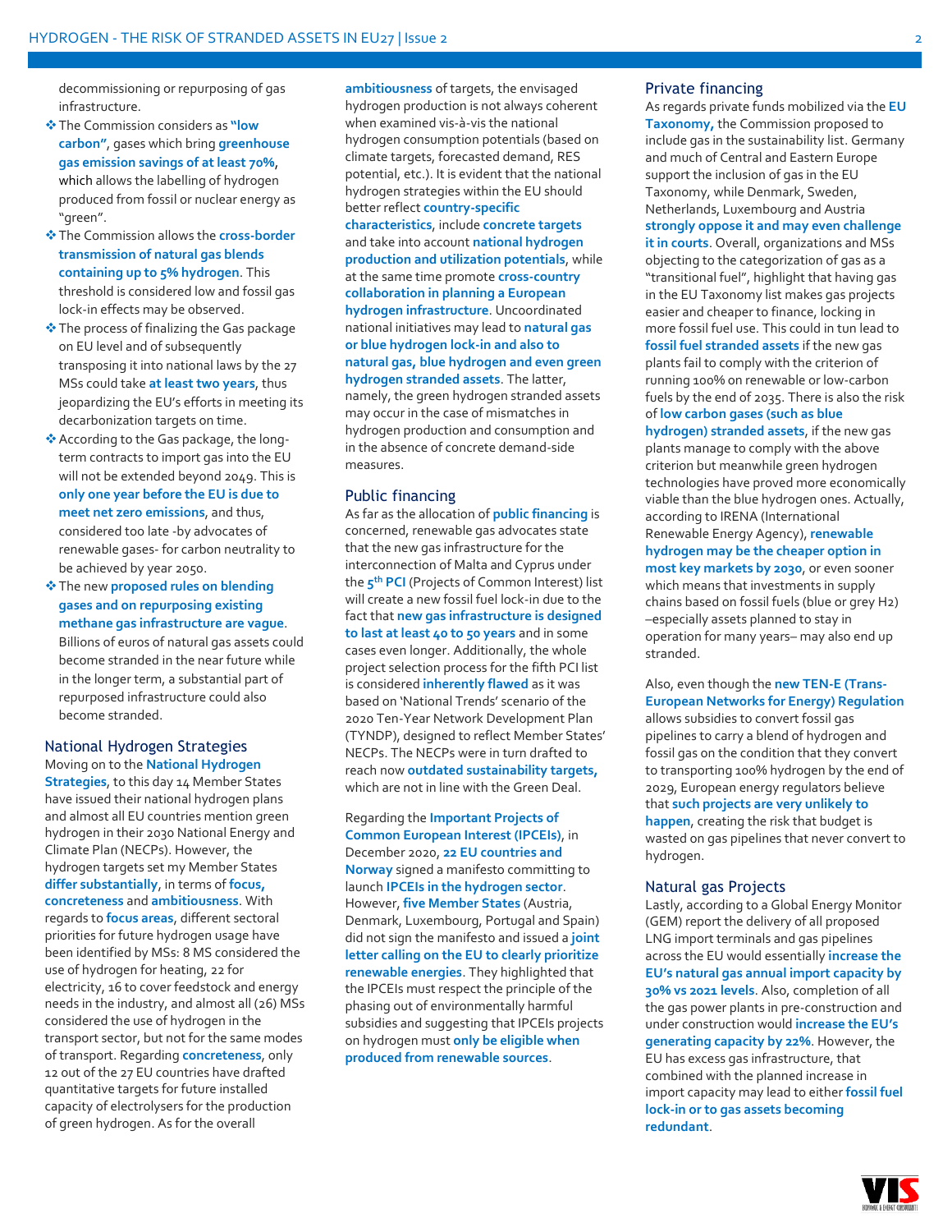decommissioning or repurposing of gas infrastructure.

- The Commission considers as **"low carbon"**, gases which bring **greenhouse gas emission savings of at least 70%**, which allows the labelling of hydrogen produced from fossil or nuclear energy as "green".
- The Commission allows the **cross-border transmission of natural gas blends containing up to 5% hydrogen**. This threshold is considered low and fossil gas lock-in effects may be observed.
- The process of finalizing the Gas package on EU level and of subsequently transposing it into national laws by the 27 MSs could take **at least two years**, thus jeopardizing the EU's efforts in meeting its decarbonization targets on time.
- According to the Gas package, the long-term contracts to import gas into the EU will not be extended beyond 2049. This is **only one year before the EU is due to meet net zero emissions**, and thus, considered too late -by advocates of renewable gases- for carbon neutrality to be achieved by year 2050.
- The new **proposed rules on blending gases and on repurposing existing methane gas infrastructure are vague**. Billions of euros of natural gas assets could become stranded in the near future while in the longer term, a substantial part of repurposed infrastructure could also become stranded.

## National Hydrogen Strategies

Moving on to the **National Hydrogen Strategies**, to this day 14 Member States have issued their national hydrogen plans and almost all EU countries mention green hydrogen in their 2030 National Energy and Climate Plan (NECPs). However, the hydrogen targets set my Member States **differ substantially**, in terms of **focus, concreteness** and **ambitiousness**. With regards to **focus areas**, different sectoral priorities for future hydrogen usage have been identified by MSs: 8 MS considered the use of hydrogen for heating, 22 for electricity, 16 to cover feedstock and energy needs in the industry, and almost all (26) MSs considered the use of hydrogen in the transport sector, but not for the same modes of transport. Regarding **concreteness**, only 12 out of the 27 EU countries have drafted quantitative targets for future installed capacity of electrolysers for the production of green hydrogen. As for the overall **ambitiousness** of targets, the envisaged hydrogen production is not always coherent when examined vis-à-vis the national hydrogen consumption potentials (based on climate targets, forecasted demand, RES potential, etc.). It is evident that the national hydrogen strategies within the EU should better reflect **country-specific characteristics**, include **concrete targets** and take into account **national hydrogen production and utilization potentials**, while at the same time promote **cross-country collaboration in planning a European hydrogen infrastructure**. Uncoordinated national initiatives may lead to **natural gas or blue hydrogen lock-in and also to natural gas, blue hydrogen and even green hydrogen stranded assets**. The latter, namely, the green hydrogen stranded assets may occur in the case of mismatches in hydrogen production and consumption and in the absence of concrete demand-side measures.

## Public financing

As far as the allocation of **public financing** is concerned, renewable gas advocates state that the new gas infrastructure for the interconnection of Malta and Cyprus under the **5th PCI** (Projects of Common Interest) list will create a new fossil fuel lock-in due to the fact that **new gas infrastructure is designed to last at least 40 to 50 years** and in some cases even longer. Additionally, the whole project selection process for the fifth PCI list is considered **inherently flawed** as it was based on 'National Trends' scenario of the 2020 Ten-Year Network Development Plan (TYNDP), designed to reflect Member States' NECPs. The NECPs were in turn drafted to reach now **outdated sustainability targets,** which are not in line with the Green Deal.

Regarding the **Important Projects of Common European Interest (IPCEIs)**, in December 2020, **22 EU countries and Norway** signed a manifesto committing to launch **IPCEIs in the hydrogen sector**. However, **five Member States** (Austria, Denmark, Luxembourg, Portugal and Spain) did not sign the manifesto and issued a **joint letter calling on the EU to clearly prioritize renewable energies**. They highlighted that the IPCEIs must respect the principle of the phasing out of environmentally harmful subsidies and suggesting that IPCEIs projects on hydrogen must **only be eligible when produced from renewable sources**.

## Private financing

As regards private funds mobilized via the **EU Taxonomy,** the Commission proposed to include gas in the sustainability list. Germany and much of Central and Eastern Europe support the inclusion of gas in the EU Taxonomy, while Denmark, Sweden, Netherlands, Luxembourg and Austria **strongly oppose it and may even challenge it in courts**. Overall, organizations and MSs objecting to the categorization of gas as a "transitional fuel", highlight that having gas in the EU Taxonomy list makes gas projects easier and cheaper to finance, locking in more fossil fuel use. This could in turn lead to **fossil fuel stranded assets** if the new gas plants fail to comply with the criterion of running 100% on renewable or low-carbon fuels by the end of 2035. There is also the risk of **low carbon gases (such as blue hydrogen) stranded assets**, if the new gas plants manage to comply with the above criterion but meanwhile green hydrogen technologies have proved more economically viable than the blue hydrogen ones. Actually, according to IRENA (International Renewable Energy Agency), **renewable hydrogen may be the cheaper option in most key markets by 2030**, or even sooner which means that investments in supply chains based on fossil fuels (blue or grey $H_2$) –especially assets planned to stay in operation for many years– may also end up stranded.

Also, even though the **new TEN-E (Trans-European Networks for Energy) Regulation** allows subsidies to convert fossil gas pipelines to carry a blend of hydrogen and fossil gas on the condition that they convert to transporting 100% hydrogen by the end of 2029, European energy regulators believe that **such projects are very unlikely to happen**, creating the risk that budget is wasted on gas pipelines that never convert to hydrogen.

## Natural gas Projects

Lastly, according to a Global Energy Monitor (GEM) report the delivery of all proposed LNG import terminals and gas pipelines across the EU would essentially **increase the EU's natural gas annual import capacity by 30% vs 2021 levels**. Also, completion of all the gas power plants in pre-construction and under construction would **increase the EU's generating capacity by 22%**. However, the EU has excess gas infrastructure, that combined with the planned increase in import capacity may lead to either **fossil fuel lock-in or to gas assets becoming redundant**.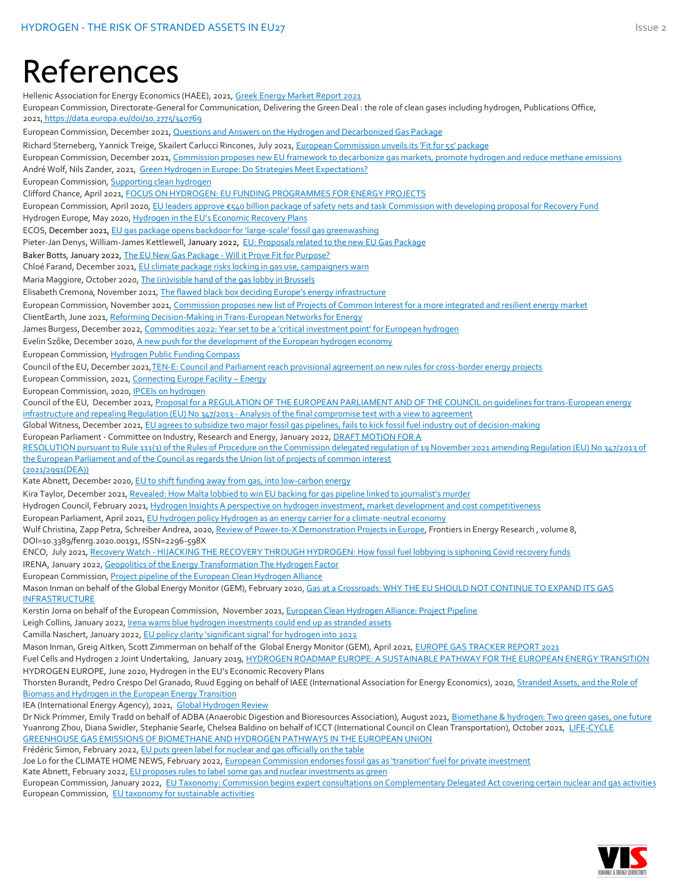# References

Hellenic Association for Energy Economics (HAEE), 2021, Greek Energy Market Report 2021

European Commission, Directorate-General for Communication, Delivering the Green Deal : the role of clean gases including hydrogen, Publications Office, 2021, https://data.europa.eu/doi/10.2775/340769

European Commission, December 2021, Questions and Answers on the Hydrogen and Decarbonized Gas Package

Richard Sterneberg, Yannick Treige, Skailert Carlucci Rincones, July 2021, European Commission unveils its 'Fit for 55' package

European Commission, December 2021, Commission proposes new EU framework to decarbonize gas markets, promote hydrogen and reduce methane emissions

André Wolf, Nils Zander, 2021, Green Hydrogen in Europe: Do Strategies Meet Expectations?

European Commission, Supporting clean hydrogen

Clifford Chance, April 2021, FOCUS ON HYDROGEN: EU FUNDING PROGRAMMES FOR ENERGY PROJECTS

European Commission, April 2020, EU leaders approve €540 billion package of safety nets and task Commission with developing proposal for Recovery Fund

Hydrogen Europe, May 2020, Hydrogen in the EU's Economic Recovery Plans

ECOS, December 2021, EU gas package opens backdoor for 'large-scale' fossil gas greenwashing

Pieter-Jan Denys, William-James Kettlewell, January 2022, EU: Proposals related to the new EU Gas Package

Baker Botts, January 2022, The EU New Gas Package - Will it Prove Fit for Purpose?

Chloé Farand, December 2021, EU climate package risks locking in gas use, campaigners warn

Maria Maggiore, October 2020, The (in)visible hand of the gas lobby in Brussels

Elisabeth Cremona, November 2021, The flawed black box deciding Europe's energy infrastructure

European Commission, November 2021, Commission proposes new list of Projects of Common Interest for a more integrated and resilient energy market

ClientEarth, June 2021, Reforming Decision-Making in Trans-European Networks for Energy

James Burgess, December 2022, Commodities 2022: Year set to be a 'critical investment point' for European hydrogen

Evelin Szőke, December 2020, A new push for the development of the European hydrogen economy

European Commission, Hydrogen Public Funding Compass

Council of the EU, December 2021, TEN-E: Council and Parliament reach provisional agreement on new rules for cross-border energy projects

European Commission, 2021, Connecting Europe Facility – Energy

European Commission, 2020, IPCEIs on hydrogen

Council of the EU, December 2021, Proposal for a REGULATION OF THE EUROPEAN PARLIAMENT AND OF THE COUNCIL on guidelines for trans-European energy infrastructure and repealing Regulation (EU) No 347/2013 - Analysis of the final compromise text with a view to agreement

Global Witness, December 2021, EU agrees to subsidize two major fossil gas pipelines, fails to kick fossil fuel industry out of decision-making

European Parliament - Committee on Industry, Research and Energy, January 2022, DRAFT MOTION FOR A RESOLUTION pursuant to Rule 111(3) of the Rules of Procedure on the Commission delegated regulation of 19 November 2021 amending Regulation (EU) No 347/2013 of the European Parliament and of the Council as regards the Union list of projects of common interest (2021/2991(DEA))

Kate Abnett, December 2020, EU to shift funding away from gas, into low-carbon energy

Kira Taylor, December 2021, Revealed: How Malta lobbied to win EU backing for gas pipeline linked to journalist's murder

Hydrogen Council, February 2021, Hydrogen Insights A perspective on hydrogen investment, market development and cost competitiveness

European Parliament, April 2021, EU hydrogen policy Hydrogen as an energy carrier for a climate-neutral economy

Wulf Christina, Zapp Petra, Schreiber Andrea, 2020, Review of Power-to-X Demonstration Projects in Europe, Frontiers in Energy Research , volume 8, DOI=10.3389/fenrg.2020.00191, ISSN=2296-598X

ENCO, July 2021, Recovery Watch - HIJACKING THE RECOVERY THROUGH HYDROGEN: How fossil fuel lobbying is siphoning Covid recovery funds

IRENA, January 2022, Geopolitics of the Energy Transformation The Hydrogen Factor

European Commission, Project pipeline of the European Clean Hydrogen Alliance

Mason Inman on behalf of the Global Energy Monitor (GEM), February 2020, Gas at a Crossroads: WHY THE EU SHOULD NOT CONTINUE TO EXPAND ITS GAS INFRASTRUCTURE

Kerstin Jorna on behalf of the European Commission, November 2021, European Clean Hydrogen Alliance: Project Pipeline

Leigh Collins, January 2022, Irena warns blue hydrogen investments could end up as stranded assets

Camilla Naschert, January 2022, EU policy clarity 'significant signal' for hydrogen into 2022

Mason Inman, Greig Aitken, Scott Zimmerman on behalf of the Global Energy Monitor (GEM), April 2021, EUROPE GAS TRACKER REPORT 2021

Fuel Cells and Hydrogen 2 Joint Undertaking, January 2019, HYDROGEN ROADMAP EUROPE: A SUSTAINABLE PATHWAY FOR THE EUROPEAN ENERGY TRANSITION

HYDROGEN EUROPE, June 2020, Hydrogen in the EU's Economic Recovery Plans

Thorsten Burandt, Pedro Crespo Del Granado, Ruud Egging on behalf of IAEE (International Association for Energy Economics), 2020, Stranded Assets, and the Role of Biomass and Hydrogen in the European Energy Transition

IEA (International Energy Agency), 2021, Global Hydrogen Review

Dr Nick Primmer, Emily Tradd on behalf of ADBA (Anaerobic Digestion and Bioresources Association), August 2021, Biomethane & hydrogen: Two green gases, one future

Yuanrong Zhou, Diana Swidler, Stephanie Searle, Chelsea Baldino on behalf of ICCT (International Council on Clean Transportation), October 2021, LIFE-CYCLE GREENHOUSE GAS EMISSIONS OF BIOMETHANE AND HYDROGEN PATHWAYS IN THE EUROPEAN UNION

Frédéric Simon, February 2022, EU puts green label for nuclear and gas officially on the table

Joe Lo for the CLIMATE HOME NEWS, February 2022, European Commission endorses fossil gas as 'transition' fuel for private investment

Kate Abnett, February 2022, EU proposes rules to label some gas and nuclear investments as green

European Commission, January 2022, EU Taxonomy: Commission begins expert consultations on Complementary Delegated Act covering certain nuclear and gas activities

European Commission, EU taxonomy for sustainable activities